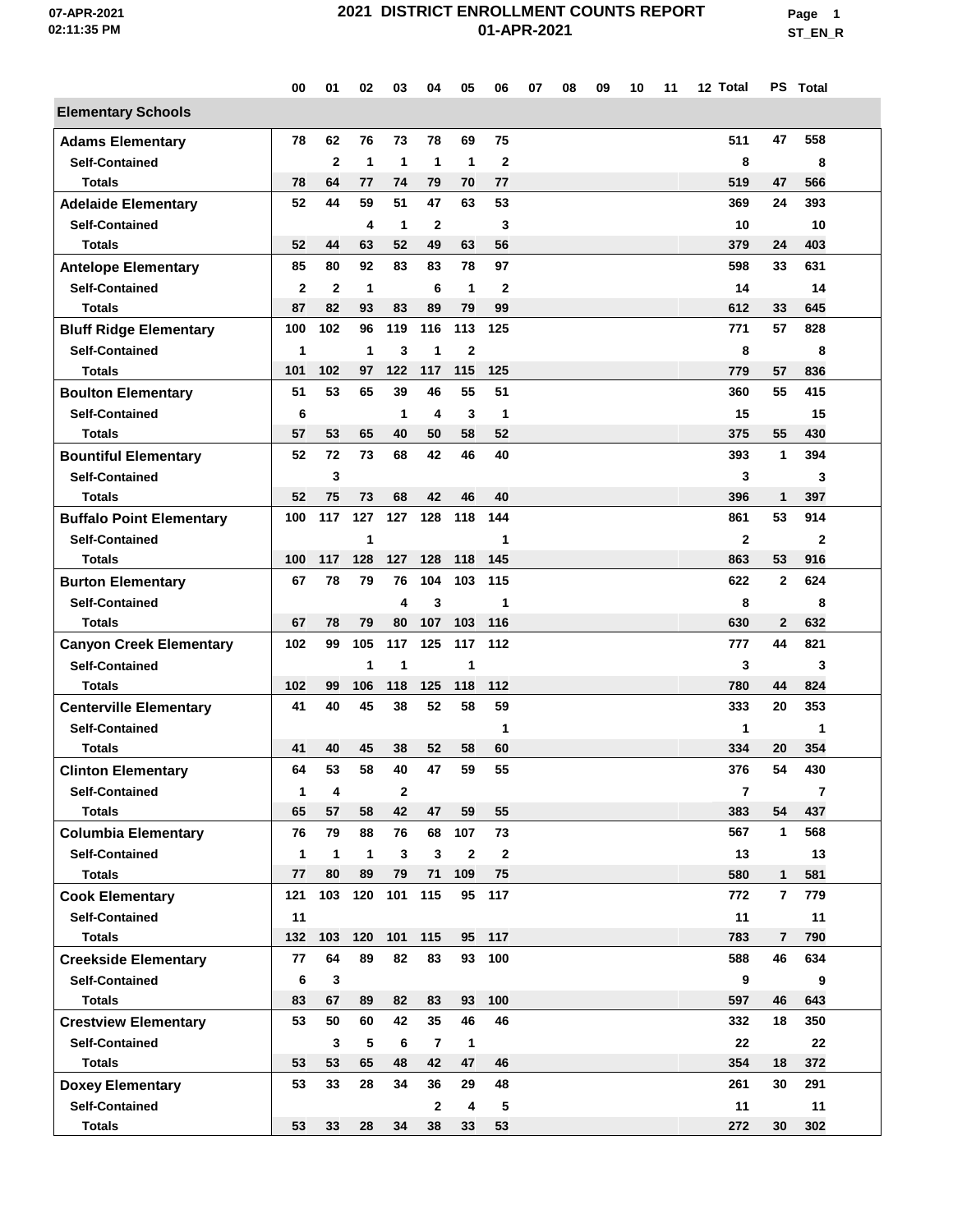# 2021 DISTRICT ENROLLMENT COUNTS REPORT

01-APR-2021

| | 00 | 01 | 02 | 03 | 04 | 05 | 06 | 07 | 08 | 09 | 10 | 11 | 12 | Total | PS | Total |
|---|---|---|---|---|---|---|---|---|---|---|---|---|---|---|---|---|
| **Elementary Schools** | | | | | | | | | | | | | | | | |
| **Adams Elementary** | 78 | 62 | 76 | 73 | 78 | 69 | 75 | | | | | | | 511 | 47 | 558 |
| Self-Contained | | 2 | 1 | 1 | 1 | 1 | 2 | | | | | | | 8 | | 8 |
| Totals | 78 | 64 | 77 | 74 | 79 | 70 | 77 | | | | | | | 519 | 47 | 566 |
| **Adelaide Elementary** | 52 | 44 | 59 | 51 | 47 | 63 | 53 | | | | | | | 369 | 24 | 393 |
| Self-Contained | | | 4 | 1 | 2 | | 3 | | | | | | | 10 | | 10 |
| Totals | 52 | 44 | 63 | 52 | 49 | 63 | 56 | | | | | | | 379 | 24 | 403 |
| **Antelope Elementary** | 85 | 80 | 92 | 83 | 83 | 78 | 97 | | | | | | | 598 | 33 | 631 |
| Self-Contained | 2 | 2 | 1 | | 6 | 1 | 2 | | | | | | | 14 | | 14 |
| Totals | 87 | 82 | 93 | 83 | 89 | 79 | 99 | | | | | | | 612 | 33 | 645 |
| **Bluff Ridge Elementary** | 100 | 102 | 96 | 119 | 116 | 113 | 125 | | | | | | | 771 | 57 | 828 |
| Self-Contained | 1 | | 1 | 3 | 1 | 2 | | | | | | | | 8 | | 8 |
| Totals | 101 | 102 | 97 | 122 | 117 | 115 | 125 | | | | | | | 779 | 57 | 836 |
| **Boulton Elementary** | 51 | 53 | 65 | 39 | 46 | 55 | 51 | | | | | | | 360 | 55 | 415 |
| Self-Contained | 6 | | | 1 | 4 | 3 | 1 | | | | | | | 15 | | 15 |
| Totals | 57 | 53 | 65 | 40 | 50 | 58 | 52 | | | | | | | 375 | 55 | 430 |
| **Bountiful Elementary** | 52 | 72 | 73 | 68 | 42 | 46 | 40 | | | | | | | 393 | 1 | 394 |
| Self-Contained | | 3 | | | | | | | | | | | | 3 | | 3 |
| Totals | 52 | 75 | 73 | 68 | 42 | 46 | 40 | | | | | | | 396 | 1 | 397 |
| **Buffalo Point Elementary** | 100 | 117 | 127 | 127 | 128 | 118 | 144 | | | | | | | 861 | 53 | 914 |
| Self-Contained | | | 1 | | | | 1 | | | | | | | 2 | | 2 |
| Totals | 100 | 117 | 128 | 127 | 128 | 118 | 145 | | | | | | | 863 | 53 | 916 |
| **Burton Elementary** | 67 | 78 | 79 | 76 | 104 | 103 | 115 | | | | | | | 622 | 2 | 624 |
| Self-Contained | | | | 4 | 3 | | 1 | | | | | | | 8 | | 8 |
| Totals | 67 | 78 | 79 | 80 | 107 | 103 | 116 | | | | | | | 630 | 2 | 632 |
| **Canyon Creek Elementary** | 102 | 99 | 105 | 117 | 125 | 117 | 112 | | | | | | | 777 | 44 | 821 |
| Self-Contained | | | 1 | 1 | | 1 | | | | | | | | 3 | | 3 |
| Totals | 102 | 99 | 106 | 118 | 125 | 118 | 112 | | | | | | | 780 | 44 | 824 |
| **Centerville Elementary** | 41 | 40 | 45 | 38 | 52 | 58 | 59 | | | | | | | 333 | 20 | 353 |
| Self-Contained | | | | | | | 1 | | | | | | | 1 | | 1 |
| Totals | 41 | 40 | 45 | 38 | 52 | 58 | 60 | | | | | | | 334 | 20 | 354 |
| **Clinton Elementary** | 64 | 53 | 58 | 40 | 47 | 59 | 55 | | | | | | | 376 | 54 | 430 |
| Self-Contained | 1 | 4 | | 2 | | | | | | | | | | 7 | | 7 |
| Totals | 65 | 57 | 58 | 42 | 47 | 59 | 55 | | | | | | | 383 | 54 | 437 |
| **Columbia Elementary** | 76 | 79 | 88 | 76 | 68 | 107 | 73 | | | | | | | 567 | 1 | 568 |
| Self-Contained | 1 | 1 | 1 | 3 | 3 | 2 | 2 | | | | | | | 13 | | 13 |
| Totals | 77 | 80 | 89 | 79 | 71 | 109 | 75 | | | | | | | 580 | 1 | 581 |
| **Cook Elementary** | 121 | 103 | 120 | 101 | 115 | 95 | 117 | | | | | | | 772 | 7 | 779 |
| Self-Contained | 11 | | | | | | | | | | | | | 11 | | 11 |
| Totals | 132 | 103 | 120 | 101 | 115 | 95 | 117 | | | | | | | 783 | 7 | 790 |
| **Creekside Elementary** | 77 | 64 | 89 | 82 | 83 | 93 | 100 | | | | | | | 588 | 46 | 634 |
| Self-Contained | 6 | 3 | | | | | | | | | | | | 9 | | 9 |
| Totals | 83 | 67 | 89 | 82 | 83 | 93 | 100 | | | | | | | 597 | 46 | 643 |
| **Crestview Elementary** | 53 | 50 | 60 | 42 | 35 | 46 | 46 | | | | | | | 332 | 18 | 350 |
| Self-Contained | | 3 | 5 | 6 | 7 | 1 | | | | | | | | 22 | | 22 |
| Totals | 53 | 53 | 65 | 48 | 42 | 47 | 46 | | | | | | | 354 | 18 | 372 |
| **Doxey Elementary** | 53 | 33 | 28 | 34 | 36 | 29 | 48 | | | | | | | 261 | 30 | 291 |
| Self-Contained | | | | | 2 | 4 | 5 | | | | | | | 11 | | 11 |
| Totals | 53 | 33 | 28 | 34 | 38 | 33 | 53 | | | | | | | 272 | 30 | 302 |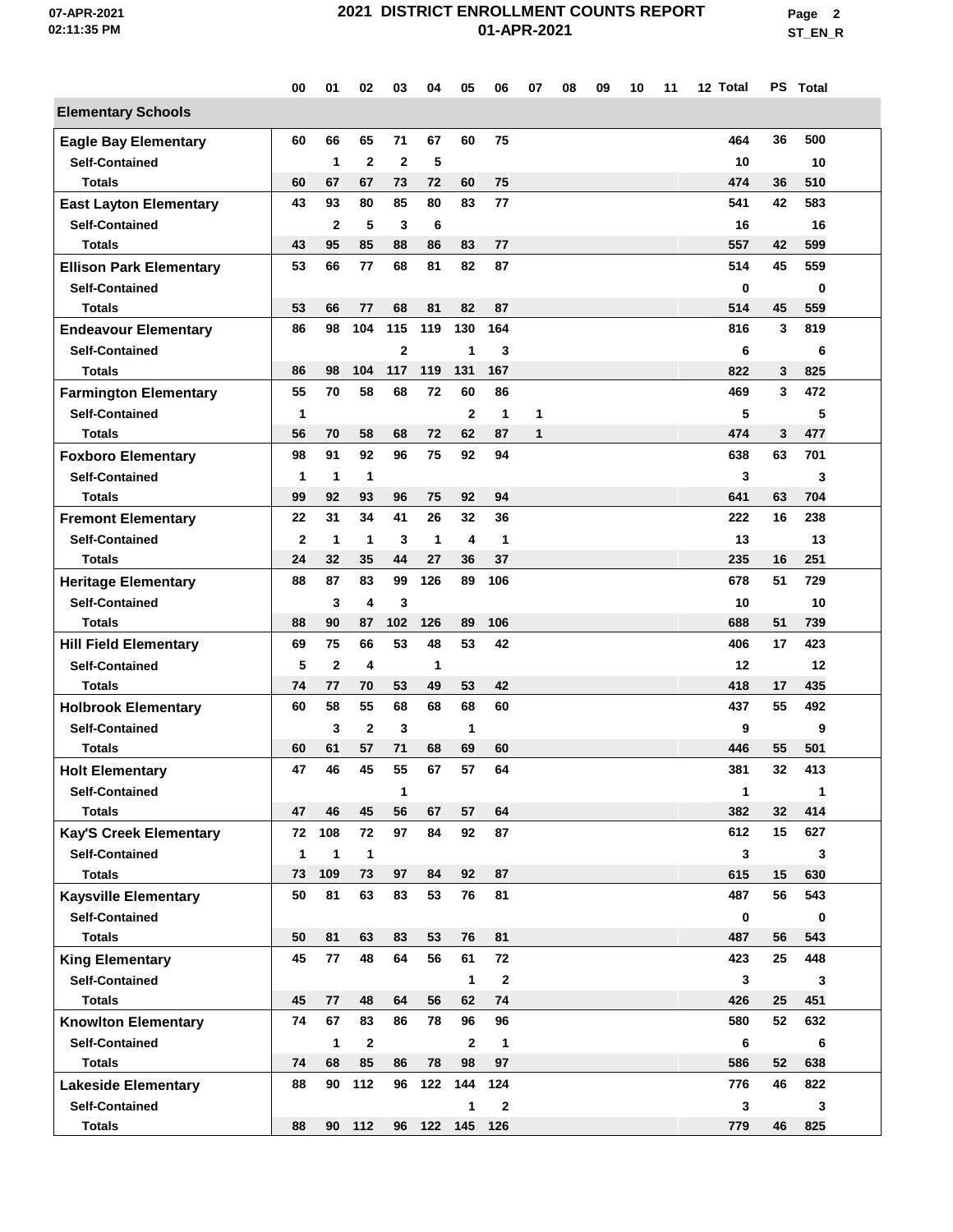| | 00 | 01 | 02 | 03 | 04 | 05 | 06 | 07 | 08 | 09 | 10 | 11 | 12 | Total | PS | Total |
|---|---|---|---|---|---|---|---|---|---|---|---|---|---|---|---|---|
| **Elementary Schools** | | | | | | | | | | | | | | | | |
| **Eagle Bay Elementary** | 60 | 66 | 65 | 71 | 67 | 60 | 75 | | | | | | | 464 | 36 | 500 |
| Self-Contained | | 1 | 2 | 2 | 5 | | | | | | | | | 10 | | 10 |
| Totals | 60 | 67 | 67 | 73 | 72 | 60 | 75 | | | | | | | 474 | 36 | 510 |
| **East Layton Elementary** | 43 | 93 | 80 | 85 | 80 | 83 | 77 | | | | | | | 541 | 42 | 583 |
| Self-Contained | | 2 | 5 | 3 | 6 | | | | | | | | | 16 | | 16 |
| Totals | 43 | 95 | 85 | 88 | 86 | 83 | 77 | | | | | | | 557 | 42 | 599 |
| **Ellison Park Elementary** | 53 | 66 | 77 | 68 | 81 | 82 | 87 | | | | | | | 514 | 45 | 559 |
| Self-Contained | | | | | | | | | | | | | | 0 | | 0 |
| Totals | 53 | 66 | 77 | 68 | 81 | 82 | 87 | | | | | | | 514 | 45 | 559 |
| **Endeavour Elementary** | 86 | 98 | 104 | 115 | 119 | 130 | 164 | | | | | | | 816 | 3 | 819 |
| Self-Contained | | | | 2 | | 1 | 3 | | | | | | | 6 | | 6 |
| Totals | 86 | 98 | 104 | 117 | 119 | 131 | 167 | | | | | | | 822 | 3 | 825 |
| **Farmington Elementary** | 55 | 70 | 58 | 68 | 72 | 60 | 86 | | | | | | | 469 | 3 | 472 |
| Self-Contained | 1 | | | | | 2 | 1 | 1 | | | | | | 5 | | 5 |
| Totals | 56 | 70 | 58 | 68 | 72 | 62 | 87 | 1 | | | | | | 474 | 3 | 477 |
| **Foxboro Elementary** | 98 | 91 | 92 | 96 | 75 | 92 | 94 | | | | | | | 638 | 63 | 701 |
| Self-Contained | 1 | 1 | 1 | | | | | | | | | | | 3 | | 3 |
| Totals | 99 | 92 | 93 | 96 | 75 | 92 | 94 | | | | | | | 641 | 63 | 704 |
| **Fremont Elementary** | 22 | 31 | 34 | 41 | 26 | 32 | 36 | | | | | | | 222 | 16 | 238 |
| Self-Contained | 2 | 1 | 1 | 3 | 1 | 4 | 1 | | | | | | | 13 | | 13 |
| Totals | 24 | 32 | 35 | 44 | 27 | 36 | 37 | | | | | | | 235 | 16 | 251 |
| **Heritage Elementary** | 88 | 87 | 83 | 99 | 126 | 89 | 106 | | | | | | | 678 | 51 | 729 |
| Self-Contained | | 3 | 4 | 3 | | | | | | | | | | 10 | | 10 |
| Totals | 88 | 90 | 87 | 102 | 126 | 89 | 106 | | | | | | | 688 | 51 | 739 |
| **Hill Field Elementary** | 69 | 75 | 66 | 53 | 48 | 53 | 42 | | | | | | | 406 | 17 | 423 |
| Self-Contained | 5 | 2 | 4 | | 1 | | | | | | | | | 12 | | 12 |
| Totals | 74 | 77 | 70 | 53 | 49 | 53 | 42 | | | | | | | 418 | 17 | 435 |
| **Holbrook Elementary** | 60 | 58 | 55 | 68 | 68 | 68 | 60 | | | | | | | 437 | 55 | 492 |
| Self-Contained | | 3 | 2 | 3 | | 1 | | | | | | | | 9 | | 9 |
| Totals | 60 | 61 | 57 | 71 | 68 | 69 | 60 | | | | | | | 446 | 55 | 501 |
| **Holt Elementary** | 47 | 46 | 45 | 55 | 67 | 57 | 64 | | | | | | | 381 | 32 | 413 |
| Self-Contained | | | | 1 | | | | | | | | | | 1 | | 1 |
| Totals | 47 | 46 | 45 | 56 | 67 | 57 | 64 | | | | | | | 382 | 32 | 414 |
| **Kay'S Creek Elementary** | 72 | 108 | 72 | 97 | 84 | 92 | 87 | | | | | | | 612 | 15 | 627 |
| Self-Contained | 1 | 1 | 1 | | | | | | | | | | | 3 | | 3 |
| Totals | 73 | 109 | 73 | 97 | 84 | 92 | 87 | | | | | | | 615 | 15 | 630 |
| **Kaysville Elementary** | 50 | 81 | 63 | 83 | 53 | 76 | 81 | | | | | | | 487 | 56 | 543 |
| Self-Contained | | | | | | | | | | | | | | 0 | | 0 |
| Totals | 50 | 81 | 63 | 83 | 53 | 76 | 81 | | | | | | | 487 | 56 | 543 |
| **King Elementary** | 45 | 77 | 48 | 64 | 56 | 61 | 72 | | | | | | | 423 | 25 | 448 |
| Self-Contained | | | | | | 1 | 2 | | | | | | | 3 | | 3 |
| Totals | 45 | 77 | 48 | 64 | 56 | 62 | 74 | | | | | | | 426 | 25 | 451 |
| **Knowlton Elementary** | 74 | 67 | 83 | 86 | 78 | 96 | 96 | | | | | | | 580 | 52 | 632 |
| Self-Contained | | 1 | 2 | | | 2 | 1 | | | | | | | 6 | | 6 |
| Totals | 74 | 68 | 85 | 86 | 78 | 98 | 97 | | | | | | | 586 | 52 | 638 |
| **Lakeside Elementary** | 88 | 90 | 112 | 96 | 122 | 144 | 124 | | | | | | | 776 | 46 | 822 |
| Self-Contained | | | | | | 1 | 2 | | | | | | | 3 | | 3 |
| Totals | 88 | 90 | 112 | 96 | 122 | 145 | 126 | | | | | | | 779 | 46 | 825 |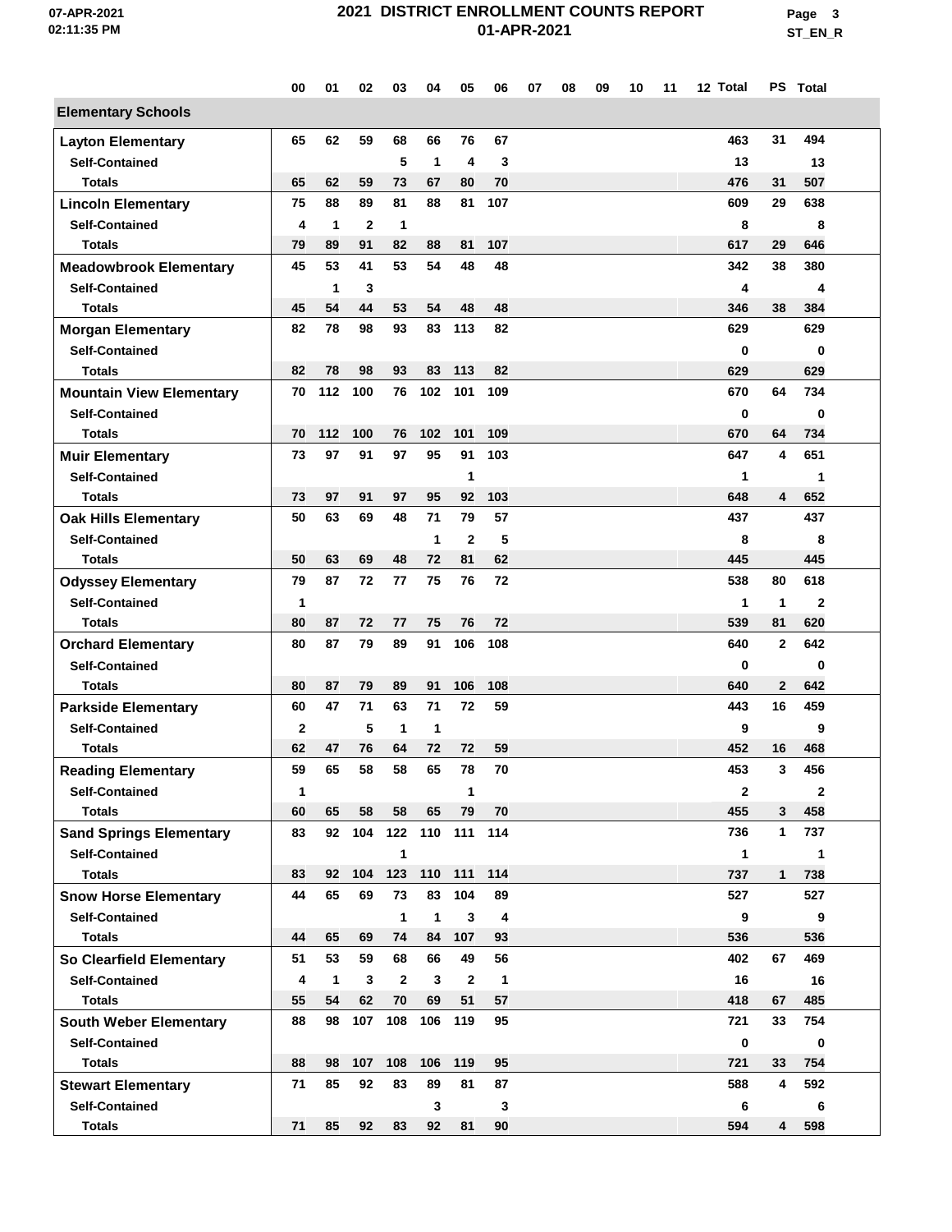# 2021 DISTRICT ENROLLMENT COUNTS REPORT

## 01-APR-2021

| | 00 | 01 | 02 | 03 | 04 | 05 | 06 | 07 | 08 | 09 | 10 | 11 | 12 | Total | PS | Total |
|---|---|---|---|---|---|---|---|---|---|---|---|---|---|---|---|---|
| **Elementary Schools** | | | | | | | | | | | | | | | | |
| **Layton Elementary** | 65 | 62 | 59 | 68 | 66 | 76 | 67 | | | | | | | 463 | 31 | 494 |
| Self-Contained | | | | 5 | 1 | 4 | 3 | | | | | | | 13 | | 13 |
| Totals | 65 | 62 | 59 | 73 | 67 | 80 | 70 | | | | | | | 476 | 31 | 507 |
| **Lincoln Elementary** | 75 | 88 | 89 | 81 | 88 | 81 | 107 | | | | | | | 609 | 29 | 638 |
| Self-Contained | 4 | 1 | 2 | 1 | | | | | | | | | | 8 | | 8 |
| Totals | 79 | 89 | 91 | 82 | 88 | 81 | 107 | | | | | | | 617 | 29 | 646 |
| **Meadowbrook Elementary** | 45 | 53 | 41 | 53 | 54 | 48 | 48 | | | | | | | 342 | 38 | 380 |
| Self-Contained | | 1 | 3 | | | | | | | | | | | 4 | | 4 |
| Totals | 45 | 54 | 44 | 53 | 54 | 48 | 48 | | | | | | | 346 | 38 | 384 |
| **Morgan Elementary** | 82 | 78 | 98 | 93 | 83 | 113 | 82 | | | | | | | 629 | | 629 |
| Self-Contained | | | | | | | | | | | | | | 0 | | 0 |
| Totals | 82 | 78 | 98 | 93 | 83 | 113 | 82 | | | | | | | 629 | | 629 |
| **Mountain View Elementary** | 70 | 112 | 100 | 76 | 102 | 101 | 109 | | | | | | | 670 | 64 | 734 |
| Self-Contained | | | | | | | | | | | | | | 0 | | 0 |
| Totals | 70 | 112 | 100 | 76 | 102 | 101 | 109 | | | | | | | 670 | 64 | 734 |
| **Muir Elementary** | 73 | 97 | 91 | 97 | 95 | 91 | 103 | | | | | | | 647 | 4 | 651 |
| Self-Contained | | | | | | 1 | | | | | | | | 1 | | 1 |
| Totals | 73 | 97 | 91 | 97 | 95 | 92 | 103 | | | | | | | 648 | 4 | 652 |
| **Oak Hills Elementary** | 50 | 63 | 69 | 48 | 71 | 79 | 57 | | | | | | | 437 | | 437 |
| Self-Contained | | | | | 1 | 2 | 5 | | | | | | | 8 | | 8 |
| Totals | 50 | 63 | 69 | 48 | 72 | 81 | 62 | | | | | | | 445 | | 445 |
| **Odyssey Elementary** | 79 | 87 | 72 | 77 | 75 | 76 | 72 | | | | | | | 538 | 80 | 618 |
| Self-Contained | 1 | | | | | | | | | | | | | 1 | 1 | 2 |
| Totals | 80 | 87 | 72 | 77 | 75 | 76 | 72 | | | | | | | 539 | 81 | 620 |
| **Orchard Elementary** | 80 | 87 | 79 | 89 | 91 | 106 | 108 | | | | | | | 640 | 2 | 642 |
| Self-Contained | | | | | | | | | | | | | | 0 | | 0 |
| Totals | 80 | 87 | 79 | 89 | 91 | 106 | 108 | | | | | | | 640 | 2 | 642 |
| **Parkside Elementary** | 60 | 47 | 71 | 63 | 71 | 72 | 59 | | | | | | | 443 | 16 | 459 |
| Self-Contained | 2 | | 5 | 1 | 1 | | | | | | | | | 9 | | 9 |
| Totals | 62 | 47 | 76 | 64 | 72 | 72 | 59 | | | | | | | 452 | 16 | 468 |
| **Reading Elementary** | 59 | 65 | 58 | 58 | 65 | 78 | 70 | | | | | | | 453 | 3 | 456 |
| Self-Contained | 1 | | | | | 1 | | | | | | | | 2 | | 2 |
| Totals | 60 | 65 | 58 | 58 | 65 | 79 | 70 | | | | | | | 455 | 3 | 458 |
| **Sand Springs Elementary** | 83 | 92 | 104 | 122 | 110 | 111 | 114 | | | | | | | 736 | 1 | 737 |
| Self-Contained | | | | 1 | | | | | | | | | | 1 | | 1 |
| Totals | 83 | 92 | 104 | 123 | 110 | 111 | 114 | | | | | | | 737 | 1 | 738 |
| **Snow Horse Elementary** | 44 | 65 | 69 | 73 | 83 | 104 | 89 | | | | | | | 527 | | 527 |
| Self-Contained | | | | 1 | 1 | 3 | 4 | | | | | | | 9 | | 9 |
| Totals | 44 | 65 | 69 | 74 | 84 | 107 | 93 | | | | | | | 536 | | 536 |
| **So Clearfield Elementary** | 51 | 53 | 59 | 68 | 66 | 49 | 56 | | | | | | | 402 | 67 | 469 |
| Self-Contained | 4 | 1 | 3 | 2 | 3 | 2 | 1 | | | | | | | 16 | | 16 |
| Totals | 55 | 54 | 62 | 70 | 69 | 51 | 57 | | | | | | | 418 | 67 | 485 |
| **South Weber Elementary** | 88 | 98 | 107 | 108 | 106 | 119 | 95 | | | | | | | 721 | 33 | 754 |
| Self-Contained | | | | | | | | | | | | | | 0 | | 0 |
| Totals | 88 | 98 | 107 | 108 | 106 | 119 | 95 | | | | | | | 721 | 33 | 754 |
| **Stewart Elementary** | 71 | 85 | 92 | 83 | 89 | 81 | 87 | | | | | | | 588 | 4 | 592 |
| Self-Contained | | | | | 3 | | 3 | | | | | | | 6 | | 6 |
| Totals | 71 | 85 | 92 | 83 | 92 | 81 | 90 | | | | | | | 594 | 4 | 598 |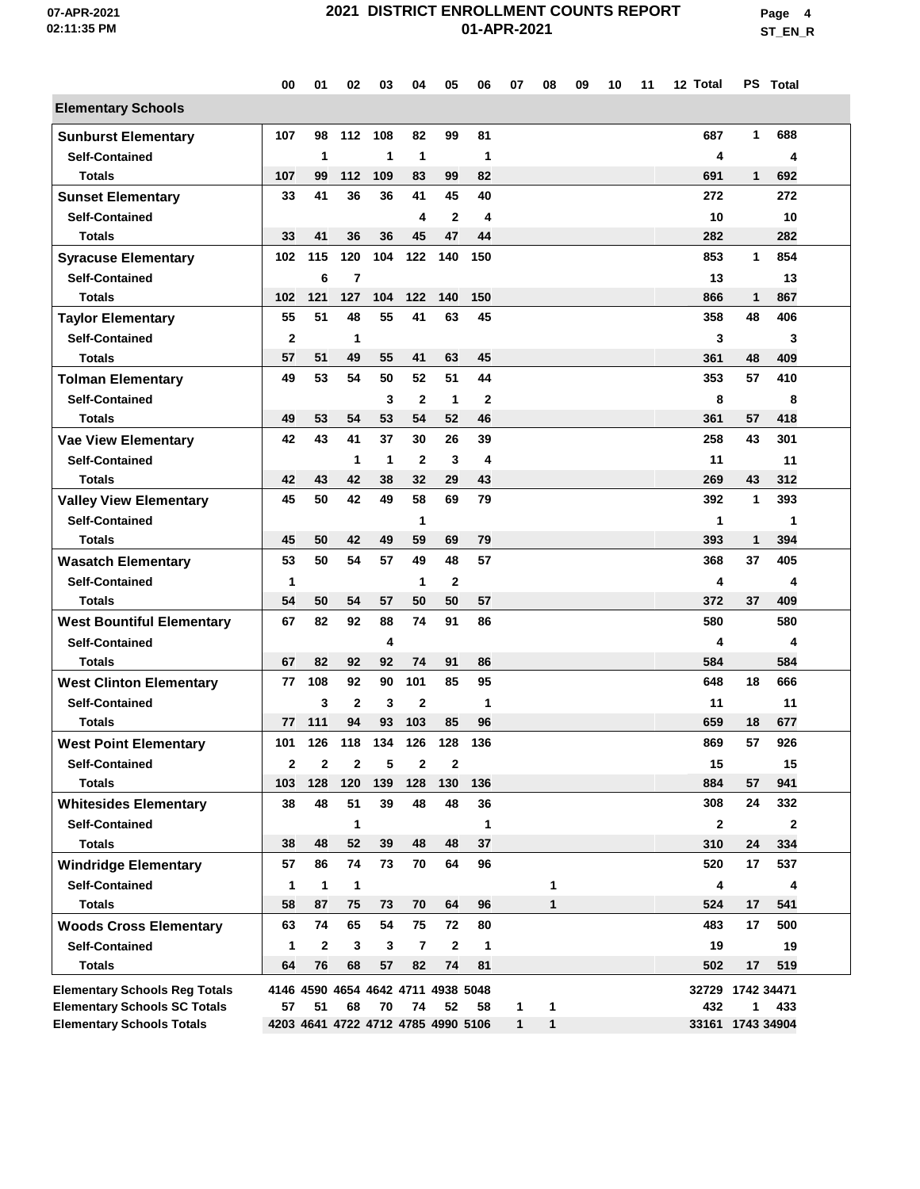| | 00 | 01 | 02 | 03 | 04 | 05 | 06 | 07 | 08 | 09 | 10 | 11 | 12 | Total | PS | Total |
|---|---|---|---|---|---|---|---|---|---|---|---|---|---|---|---|---|
| **Elementary Schools** | | | | | | | | | | | | | | | | |
| **Sunburst Elementary** | 107 | 98 | 112 | 108 | 82 | 99 | 81 | | | | | | | 687 | 1 | 688 |
| Self-Contained | | 1 | | 1 | 1 | | 1 | | | | | | | 4 | | 4 |
| Totals | 107 | 99 | 112 | 109 | 83 | 99 | 82 | | | | | | | 691 | 1 | 692 |
| **Sunset Elementary** | 33 | 41 | 36 | 36 | 41 | 45 | 40 | | | | | | | 272 | | 272 |
| Self-Contained | | | | | 4 | 2 | 4 | | | | | | | 10 | | 10 |
| Totals | 33 | 41 | 36 | 36 | 45 | 47 | 44 | | | | | | | 282 | | 282 |
| **Syracuse Elementary** | 102 | 115 | 120 | 104 | 122 | 140 | 150 | | | | | | | 853 | 1 | 854 |
| Self-Contained | | 6 | 7 | | | | | | | | | | | 13 | | 13 |
| Totals | 102 | 121 | 127 | 104 | 122 | 140 | 150 | | | | | | | 866 | 1 | 867 |
| **Taylor Elementary** | 55 | 51 | 48 | 55 | 41 | 63 | 45 | | | | | | | 358 | 48 | 406 |
| Self-Contained | 2 | | 1 | | | | | | | | | | | 3 | | 3 |
| Totals | 57 | 51 | 49 | 55 | 41 | 63 | 45 | | | | | | | 361 | 48 | 409 |
| **Tolman Elementary** | 49 | 53 | 54 | 50 | 52 | 51 | 44 | | | | | | | 353 | 57 | 410 |
| Self-Contained | | | | 3 | 2 | 1 | 2 | | | | | | | 8 | | 8 |
| Totals | 49 | 53 | 54 | 53 | 54 | 52 | 46 | | | | | | | 361 | 57 | 418 |
| **Vae View Elementary** | 42 | 43 | 41 | 37 | 30 | 26 | 39 | | | | | | | 258 | 43 | 301 |
| Self-Contained | | | 1 | 1 | 2 | 3 | 4 | | | | | | | 11 | | 11 |
| Totals | 42 | 43 | 42 | 38 | 32 | 29 | 43 | | | | | | | 269 | 43 | 312 |
| **Valley View Elementary** | 45 | 50 | 42 | 49 | 58 | 69 | 79 | | | | | | | 392 | 1 | 393 |
| Self-Contained | | | | | 1 | | | | | | | | | 1 | | 1 |
| Totals | 45 | 50 | 42 | 49 | 59 | 69 | 79 | | | | | | | 393 | 1 | 394 |
| **Wasatch Elementary** | 53 | 50 | 54 | 57 | 49 | 48 | 57 | | | | | | | 368 | 37 | 405 |
| Self-Contained | 1 | | | | 1 | 2 | | | | | | | | 4 | | 4 |
| Totals | 54 | 50 | 54 | 57 | 50 | 50 | 57 | | | | | | | 372 | 37 | 409 |
| **West Bountiful Elementary** | 67 | 82 | 92 | 88 | 74 | 91 | 86 | | | | | | | 580 | | 580 |
| Self-Contained | | | | 4 | | | | | | | | | | 4 | | 4 |
| Totals | 67 | 82 | 92 | 92 | 74 | 91 | 86 | | | | | | | 584 | | 584 |
| **West Clinton Elementary** | 77 | 108 | 92 | 90 | 101 | 85 | 95 | | | | | | | 648 | 18 | 666 |
| Self-Contained | | 3 | 2 | 3 | 2 | | 1 | | | | | | | 11 | | 11 |
| Totals | 77 | 111 | 94 | 93 | 103 | 85 | 96 | | | | | | | 659 | 18 | 677 |
| **West Point Elementary** | 101 | 126 | 118 | 134 | 126 | 128 | 136 | | | | | | | 869 | 57 | 926 |
| Self-Contained | 2 | 2 | 2 | 5 | 2 | 2 | | | | | | | | 15 | | 15 |
| Totals | 103 | 128 | 120 | 139 | 128 | 130 | 136 | | | | | | | 884 | 57 | 941 |
| **Whitesides Elementary** | 38 | 48 | 51 | 39 | 48 | 48 | 36 | | | | | | | 308 | 24 | 332 |
| Self-Contained | | | 1 | | | | 1 | | | | | | | 2 | | 2 |
| Totals | 38 | 48 | 52 | 39 | 48 | 48 | 37 | | | | | | | 310 | 24 | 334 |
| **Windridge Elementary** | 57 | 86 | 74 | 73 | 70 | 64 | 96 | | | | | | | 520 | 17 | 537 |
| Self-Contained | 1 | 1 | 1 | | | | | | 1 | | | | | 4 | | 4 |
| Totals | 58 | 87 | 75 | 73 | 70 | 64 | 96 | | 1 | | | | | 524 | 17 | 541 |
| **Woods Cross Elementary** | 63 | 74 | 65 | 54 | 75 | 72 | 80 | | | | | | | 483 | 17 | 500 |
| Self-Contained | 1 | 2 | 3 | 3 | 7 | 2 | 1 | | | | | | | 19 | | 19 |
| Totals | 64 | 76 | 68 | 57 | 82 | 74 | 81 | | | | | | | 502 | 17 | 519 |
| **Elementary Schools Reg Totals** | 4146 | 4590 | 4654 | 4642 | 4711 | 4938 | 5048 | | | | | | | 32729 | 1742 | 34471 |
| **Elementary Schools SC Totals** | 57 | 51 | 68 | 70 | 74 | 52 | 58 | 1 | 1 | | | | | 432 | 1 | 433 |
| **Elementary Schools Totals** | 4203 | 4641 | 4722 | 4712 | 4785 | 4990 | 5106 | 1 | 1 | | | | | 33161 | 1743 | 34904 |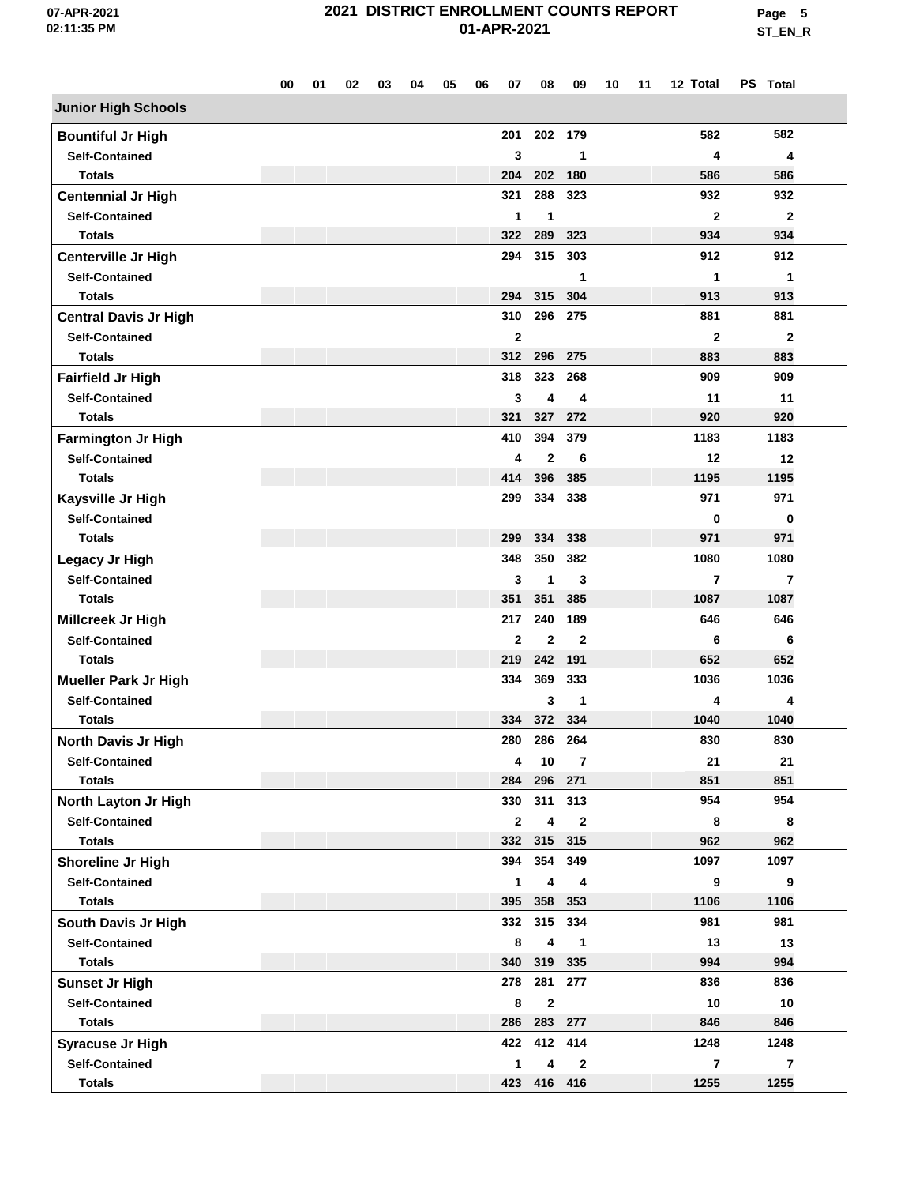# 2021 DISTRICT ENROLLMENT COUNTS REPORT

## 01-APR-2021

| | 00 | 01 | 02 | 03 | 04 | 05 | 06 | 07 | 08 | 09 | 10 | 11 | 12 | Total | PS | Total |
|---|---|---|---|---|---|---|---|---|---|---|---|---|---|---|---|---|
| **Junior High Schools** | | | | | | | | | | | | | | | | |
| **Bountiful Jr High** | | | | | | | | 201 | 202 | 179 | | | | 582 | | 582 |
| Self-Contained | | | | | | | | 3 | | 1 | | | | 4 | | 4 |
| Totals | | | | | | | | 204 | 202 | 180 | | | | 586 | | 586 |
| **Centennial Jr High** | | | | | | | | 321 | 288 | 323 | | | | 932 | | 932 |
| Self-Contained | | | | | | | | 1 | 1 | | | | | 2 | | 2 |
| Totals | | | | | | | | 322 | 289 | 323 | | | | 934 | | 934 |
| **Centerville Jr High** | | | | | | | | 294 | 315 | 303 | | | | 912 | | 912 |
| Self-Contained | | | | | | | | | | 1 | | | | 1 | | 1 |
| Totals | | | | | | | | 294 | 315 | 304 | | | | 913 | | 913 |
| **Central Davis Jr High** | | | | | | | | 310 | 296 | 275 | | | | 881 | | 881 |
| Self-Contained | | | | | | | | 2 | | | | | | 2 | | 2 |
| Totals | | | | | | | | 312 | 296 | 275 | | | | 883 | | 883 |
| **Fairfield Jr High** | | | | | | | | 318 | 323 | 268 | | | | 909 | | 909 |
| Self-Contained | | | | | | | | 3 | 4 | 4 | | | | 11 | | 11 |
| Totals | | | | | | | | 321 | 327 | 272 | | | | 920 | | 920 |
| **Farmington Jr High** | | | | | | | | 410 | 394 | 379 | | | | 1183 | | 1183 |
| Self-Contained | | | | | | | | 4 | 2 | 6 | | | | 12 | | 12 |
| Totals | | | | | | | | 414 | 396 | 385 | | | | 1195 | | 1195 |
| **Kaysville Jr High** | | | | | | | | 299 | 334 | 338 | | | | 971 | | 971 |
| Self-Contained | | | | | | | | | | | | | | 0 | | 0 |
| Totals | | | | | | | | 299 | 334 | 338 | | | | 971 | | 971 |
| **Legacy Jr High** | | | | | | | | 348 | 350 | 382 | | | | 1080 | | 1080 |
| Self-Contained | | | | | | | | 3 | 1 | 3 | | | | 7 | | 7 |
| Totals | | | | | | | | 351 | 351 | 385 | | | | 1087 | | 1087 |
| **Millcreek Jr High** | | | | | | | | 217 | 240 | 189 | | | | 646 | | 646 |
| Self-Contained | | | | | | | | 2 | 2 | 2 | | | | 6 | | 6 |
| Totals | | | | | | | | 219 | 242 | 191 | | | | 652 | | 652 |
| **Mueller Park Jr High** | | | | | | | | 334 | 369 | 333 | | | | 1036 | | 1036 |
| Self-Contained | | | | | | | | | 3 | 1 | | | | 4 | | 4 |
| Totals | | | | | | | | 334 | 372 | 334 | | | | 1040 | | 1040 |
| **North Davis Jr High** | | | | | | | | 280 | 286 | 264 | | | | 830 | | 830 |
| Self-Contained | | | | | | | | 4 | 10 | 7 | | | | 21 | | 21 |
| Totals | | | | | | | | 284 | 296 | 271 | | | | 851 | | 851 |
| **North Layton Jr High** | | | | | | | | 330 | 311 | 313 | | | | 954 | | 954 |
| Self-Contained | | | | | | | | 2 | 4 | 2 | | | | 8 | | 8 |
| Totals | | | | | | | | 332 | 315 | 315 | | | | 962 | | 962 |
| **Shoreline Jr High** | | | | | | | | 394 | 354 | 349 | | | | 1097 | | 1097 |
| Self-Contained | | | | | | | | 1 | 4 | 4 | | | | 9 | | 9 |
| Totals | | | | | | | | 395 | 358 | 353 | | | | 1106 | | 1106 |
| **South Davis Jr High** | | | | | | | | 332 | 315 | 334 | | | | 981 | | 981 |
| Self-Contained | | | | | | | | 8 | 4 | 1 | | | | 13 | | 13 |
| Totals | | | | | | | | 340 | 319 | 335 | | | | 994 | | 994 |
| **Sunset Jr High** | | | | | | | | 278 | 281 | 277 | | | | 836 | | 836 |
| Self-Contained | | | | | | | | 8 | 2 | | | | | 10 | | 10 |
| Totals | | | | | | | | 286 | 283 | 277 | | | | 846 | | 846 |
| **Syracuse Jr High** | | | | | | | | 422 | 412 | 414 | | | | 1248 | | 1248 |
| Self-Contained | | | | | | | | 1 | 4 | 2 | | | | 7 | | 7 |
| Totals | | | | | | | | 423 | 416 | 416 | | | | 1255 | | 1255 |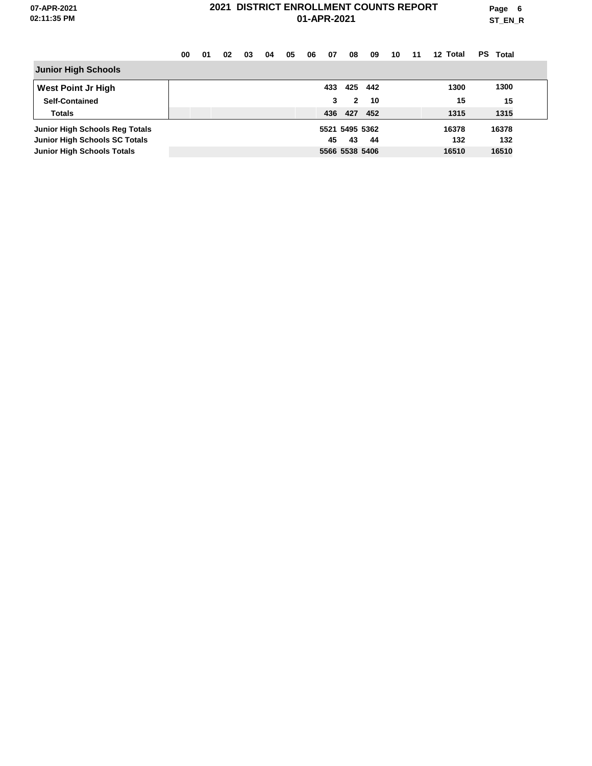# 2021 DISTRICT ENROLLMENT COUNTS REPORT

## 01-APR-2021

| | 00 | 01 | 02 | 03 | 04 | 05 | 06 | 07 | 08 | 09 | 10 | 11 | 12 | Total | PS | Total |
|---|---|---|---|---|---|---|---|---|---|---|---|---|---|---|---|---|
| **Junior High Schools** | | | | | | | | | | | | | | | | |
| **West Point Jr High** | | | | | | | | 433 | 425 | 442 | | | | 1300 | | 1300 |
| **Self-Contained** | | | | | | | | 3 | 2 | 10 | | | | 15 | | 15 |
| **Totals** | | | | | | | | 436 | 427 | 452 | | | | 1315 | | 1315 |
| **Junior High Schools Reg Totals** | | | | | | | | 5521 | 5495 | 5362 | | | | 16378 | | 16378 |
| **Junior High Schools SC Totals** | | | | | | | | 45 | 43 | 44 | | | | 132 | | 132 |
| **Junior High Schools Totals** | | | | | | | | 5566 | 5538 | 5406 | | | | 16510 | | 16510 |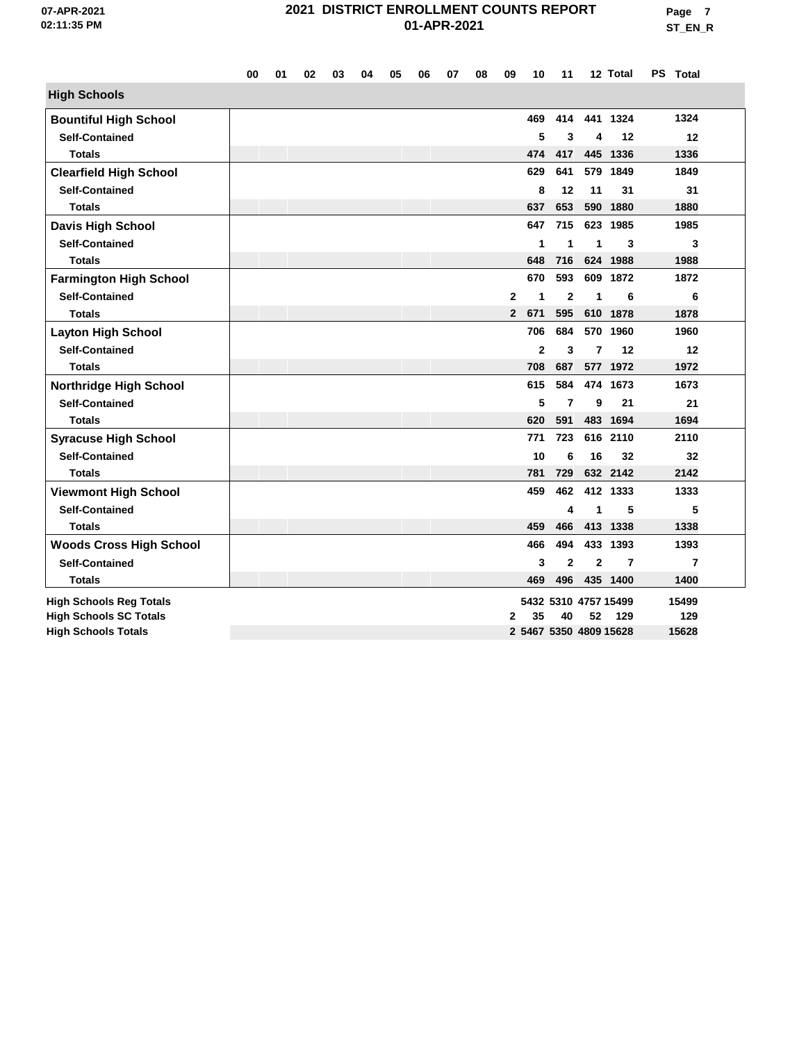# 2021 DISTRICT ENROLLMENT COUNTS REPORT

## 01-APR-2021

| | 00 | 01 | 02 | 03 | 04 | 05 | 06 | 07 | 08 | 09 | 10 | 11 | 12 | Total | PS | Total |
|---|---|---|---|---|---|---|---|---|---|---|---|---|---|---|---|---|
| **High Schools** | | | | | | | | | | | | | | | | |
| **Bountiful High School** | | | | | | | | | | | 469 | 414 | 441 | 1324 | | 1324 |
| Self-Contained | | | | | | | | | | | 5 | 3 | 4 | 12 | | 12 |
| Totals | | | | | | | | | | | 474 | 417 | 445 | 1336 | | 1336 |
| **Clearfield High School** | | | | | | | | | | | 629 | 641 | 579 | 1849 | | 1849 |
| Self-Contained | | | | | | | | | | | 8 | 12 | 11 | 31 | | 31 |
| Totals | | | | | | | | | | | 637 | 653 | 590 | 1880 | | 1880 |
| **Davis High School** | | | | | | | | | | | 647 | 715 | 623 | 1985 | | 1985 |
| Self-Contained | | | | | | | | | | | 1 | 1 | 1 | 3 | | 3 |
| Totals | | | | | | | | | | | 648 | 716 | 624 | 1988 | | 1988 |
| **Farmington High School** | | | | | | | | | | | 670 | 593 | 609 | 1872 | | 1872 |
| Self-Contained | | | | | | | | | | 2 | 1 | 2 | 1 | 6 | | 6 |
| Totals | | | | | | | | | | 2 | 671 | 595 | 610 | 1878 | | 1878 |
| **Layton High School** | | | | | | | | | | | 706 | 684 | 570 | 1960 | | 1960 |
| Self-Contained | | | | | | | | | | | 2 | 3 | 7 | 12 | | 12 |
| Totals | | | | | | | | | | | 708 | 687 | 577 | 1972 | | 1972 |
| **Northridge High School** | | | | | | | | | | | 615 | 584 | 474 | 1673 | | 1673 |
| Self-Contained | | | | | | | | | | | 5 | 7 | 9 | 21 | | 21 |
| Totals | | | | | | | | | | | 620 | 591 | 483 | 1694 | | 1694 |
| **Syracuse High School** | | | | | | | | | | | 771 | 723 | 616 | 2110 | | 2110 |
| Self-Contained | | | | | | | | | | | 10 | 6 | 16 | 32 | | 32 |
| Totals | | | | | | | | | | | 781 | 729 | 632 | 2142 | | 2142 |
| **Viewmont High School** | | | | | | | | | | | 459 | 462 | 412 | 1333 | | 1333 |
| Self-Contained | | | | | | | | | | | | 4 | 1 | 5 | | 5 |
| Totals | | | | | | | | | | | 459 | 466 | 413 | 1338 | | 1338 |
| **Woods Cross High School** | | | | | | | | | | | 466 | 494 | 433 | 1393 | | 1393 |
| Self-Contained | | | | | | | | | | | 3 | 2 | 2 | 7 | | 7 |
| Totals | | | | | | | | | | | 469 | 496 | 435 | 1400 | | 1400 |
| **High Schools Reg Totals** | | | | | | | | | | | 5432 | 5310 | 4757 | 15499 | | 15499 |
| **High Schools SC Totals** | | | | | | | | | | 2 | 35 | 40 | 52 | 129 | | 129 |
| **High Schools Totals** | | | | | | | | | | 2 | 5467 | 5350 | 4809 | 15628 | | 15628 |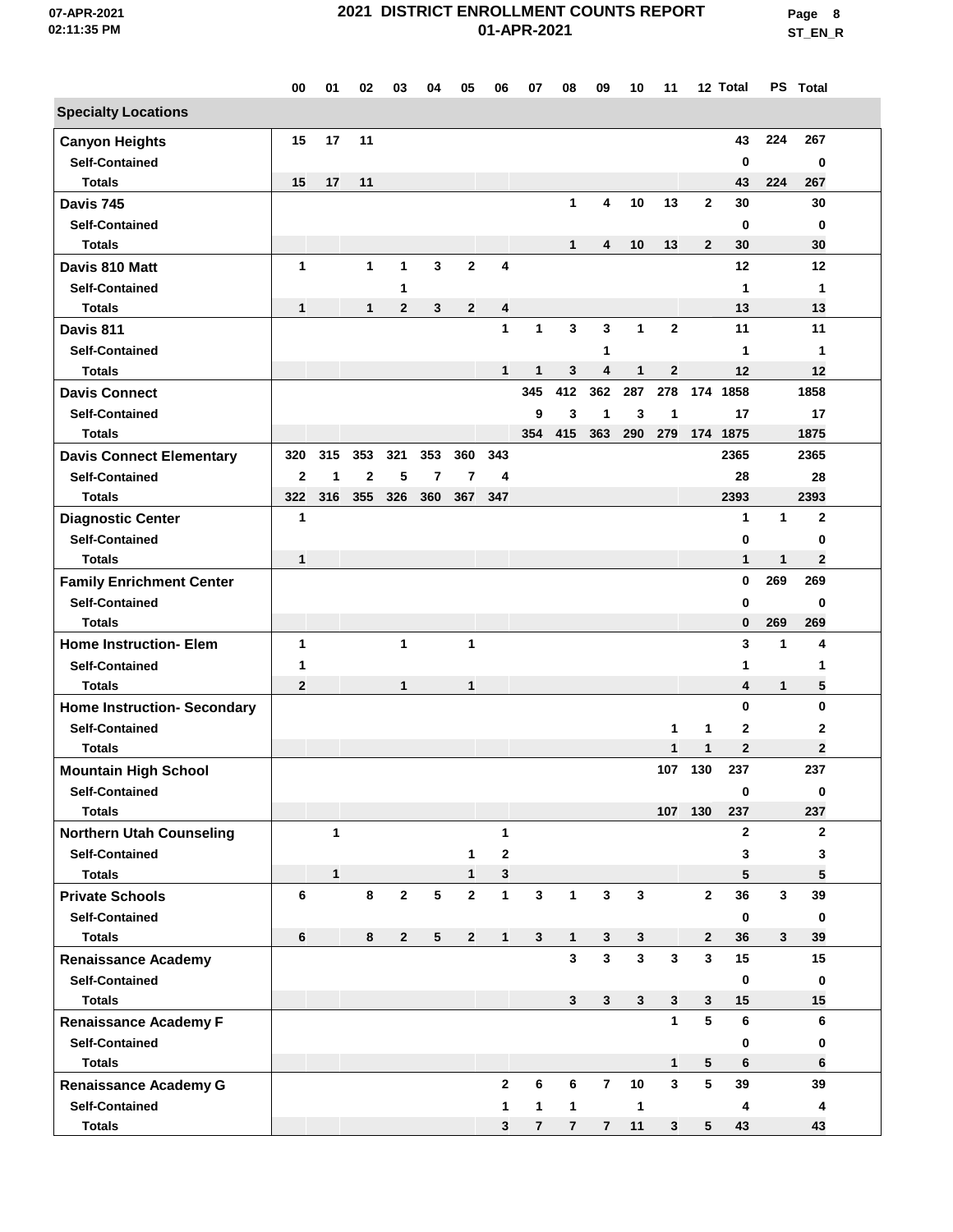| | 00 | 01 | 02 | 03 | 04 | 05 | 06 | 07 | 08 | 09 | 10 | 11 | 12 | Total | PS | Total |
|---|---|---|---|---|---|---|---|---|---|---|---|---|---|---|---|---|
| **Specialty Locations** | | | | | | | | | | | | | | | | |
| **Canyon Heights** | 15 | 17 | 11 | | | | | | | | | | | 43 | 224 | 267 |
| Self-Contained | | | | | | | | | | | | | | 0 | | 0 |
| Totals | 15 | 17 | 11 | | | | | | | | | | | 43 | 224 | 267 |
| **Davis 745** | | | | | | | | | 1 | 4 | 10 | 13 | 2 | 30 | | 30 |
| Self-Contained | | | | | | | | | | | | | | 0 | | 0 |
| Totals | | | | | | | | | 1 | 4 | 10 | 13 | 2 | 30 | | 30 |
| **Davis 810 Matt** | 1 | | 1 | 1 | 3 | 2 | 4 | | | | | | | 12 | | 12 |
| Self-Contained | | | | 1 | | | | | | | | | | 1 | | 1 |
| Totals | 1 | | 1 | 2 | 3 | 2 | 4 | | | | | | | 13 | | 13 |
| **Davis 811** | | | | | | | 1 | 1 | 3 | 3 | 1 | 2 | | 11 | | 11 |
| Self-Contained | | | | | | | | | | 1 | | | | 1 | | 1 |
| Totals | | | | | | | 1 | 1 | 3 | 4 | 1 | 2 | | 12 | | 12 |
| **Davis Connect** | | | | | | | | 345 | 412 | 362 | 287 | 278 | 174 | 1858 | | 1858 |
| Self-Contained | | | | | | | | 9 | 3 | 1 | 3 | 1 | | 17 | | 17 |
| Totals | | | | | | | | 354 | 415 | 363 | 290 | 279 | 174 | 1875 | | 1875 |
| **Davis Connect Elementary** | 320 | 315 | 353 | 321 | 353 | 360 | 343 | | | | | | | 2365 | | 2365 |
| Self-Contained | 2 | 1 | 2 | 5 | 7 | 7 | 4 | | | | | | | 28 | | 28 |
| Totals | 322 | 316 | 355 | 326 | 360 | 367 | 347 | | | | | | | 2393 | | 2393 |
| **Diagnostic Center** | 1 | | | | | | | | | | | | | 1 | 1 | 2 |
| Self-Contained | | | | | | | | | | | | | | 0 | | 0 |
| Totals | 1 | | | | | | | | | | | | | 1 | 1 | 2 |
| **Family Enrichment Center** | | | | | | | | | | | | | | 0 | 269 | 269 |
| Self-Contained | | | | | | | | | | | | | | 0 | | 0 |
| Totals | | | | | | | | | | | | | | 0 | 269 | 269 |
| **Home Instruction- Elem** | 1 | | | 1 | | 1 | | | | | | | | 3 | 1 | 4 |
| Self-Contained | 1 | | | | | | | | | | | | | 1 | | 1 |
| Totals | 2 | | | 1 | | 1 | | | | | | | | 4 | 1 | 5 |
| **Home Instruction- Secondary** | | | | | | | | | | | | | | 0 | | 0 |
| Self-Contained | | | | | | | | | | | | 1 | 1 | 2 | | 2 |
| Totals | | | | | | | | | | | | 1 | 1 | 2 | | 2 |
| **Mountain High School** | | | | | | | | | | | | 107 | 130 | 237 | | 237 |
| Self-Contained | | | | | | | | | | | | | | 0 | | 0 |
| Totals | | | | | | | | | | | | 107 | 130 | 237 | | 237 |
| **Northern Utah Counseling** | | 1 | | | | | 1 | | | | | | | 2 | | 2 |
| Self-Contained | | | | | | 1 | 2 | | | | | | | 3 | | 3 |
| Totals | | 1 | | | | 1 | 3 | | | | | | | 5 | | 5 |
| **Private Schools** | 6 | | 8 | 2 | 5 | 2 | 1 | 3 | 1 | 3 | 3 | | 2 | 36 | 3 | 39 |
| Self-Contained | | | | | | | | | | | | | | 0 | | 0 |
| Totals | 6 | | 8 | 2 | 5 | 2 | 1 | 3 | 1 | 3 | 3 | | 2 | 36 | 3 | 39 |
| **Renaissance Academy** | | | | | | | | | 3 | 3 | 3 | 3 | 3 | 15 | | 15 |
| Self-Contained | | | | | | | | | | | | | | 0 | | 0 |
| Totals | | | | | | | | | 3 | 3 | 3 | 3 | 3 | 15 | | 15 |
| **Renaissance Academy F** | | | | | | | | | | | | 1 | 5 | 6 | | 6 |
| Self-Contained | | | | | | | | | | | | | | 0 | | 0 |
| Totals | | | | | | | | | | | | 1 | 5 | 6 | | 6 |
| **Renaissance Academy G** | | | | | | | 2 | 6 | 6 | 7 | 10 | 3 | 5 | 39 | | 39 |
| Self-Contained | | | | | | | 1 | 1 | 1 | | 1 | | | 4 | | 4 |
| Totals | | | | | | | 3 | 7 | 7 | 7 | 11 | 3 | 5 | 43 | | 43 |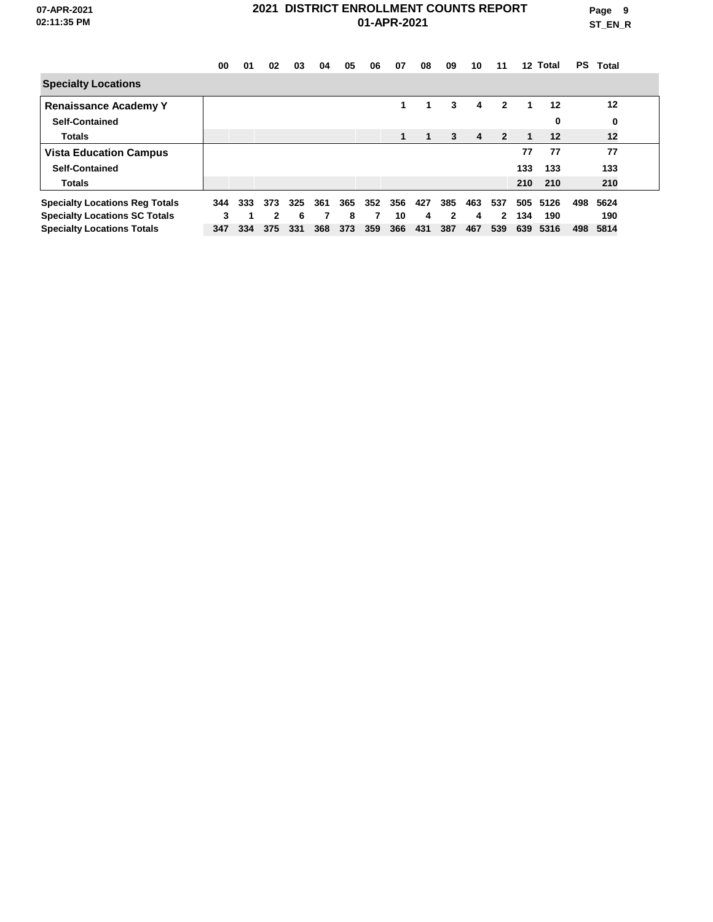| | 00 | 01 | 02 | 03 | 04 | 05 | 06 | 07 | 08 | 09 | 10 | 11 | 12 | Total | PS | Total |
|---|---|---|---|---|---|---|---|---|---|---|---|---|---|---|---|---|
| **Specialty Locations** | | | | | | | | | | | | | | | | |
| **Renaissance Academy Y** | | | | | | | | 1 | 1 | 3 | 4 | 2 | 1 | 12 | | 12 |
| Self-Contained | | | | | | | | | | | | | | 0 | | 0 |
| Totals | | | | | | | | 1 | 1 | 3 | 4 | 2 | 1 | 12 | | 12 |
| **Vista Education Campus** | | | | | | | | | | | | | 77 | 77 | | 77 |
| Self-Contained | | | | | | | | | | | | | 133 | 133 | | 133 |
| Totals | | | | | | | | | | | | | 210 | 210 | | 210 |
| **Specialty Locations Reg Totals** | 344 | 333 | 373 | 325 | 361 | 365 | 352 | 356 | 427 | 385 | 463 | 537 | 505 | 5126 | 498 | 5624 |
| **Specialty Locations SC Totals** | 3 | 1 | 2 | 6 | 7 | 8 | 7 | 10 | 4 | 2 | 4 | 2 | 134 | 190 | | 190 |
| **Specialty Locations Totals** | 347 | 334 | 375 | 331 | 368 | 373 | 359 | 366 | 431 | 387 | 467 | 539 | 639 | 5316 | 498 | 5814 |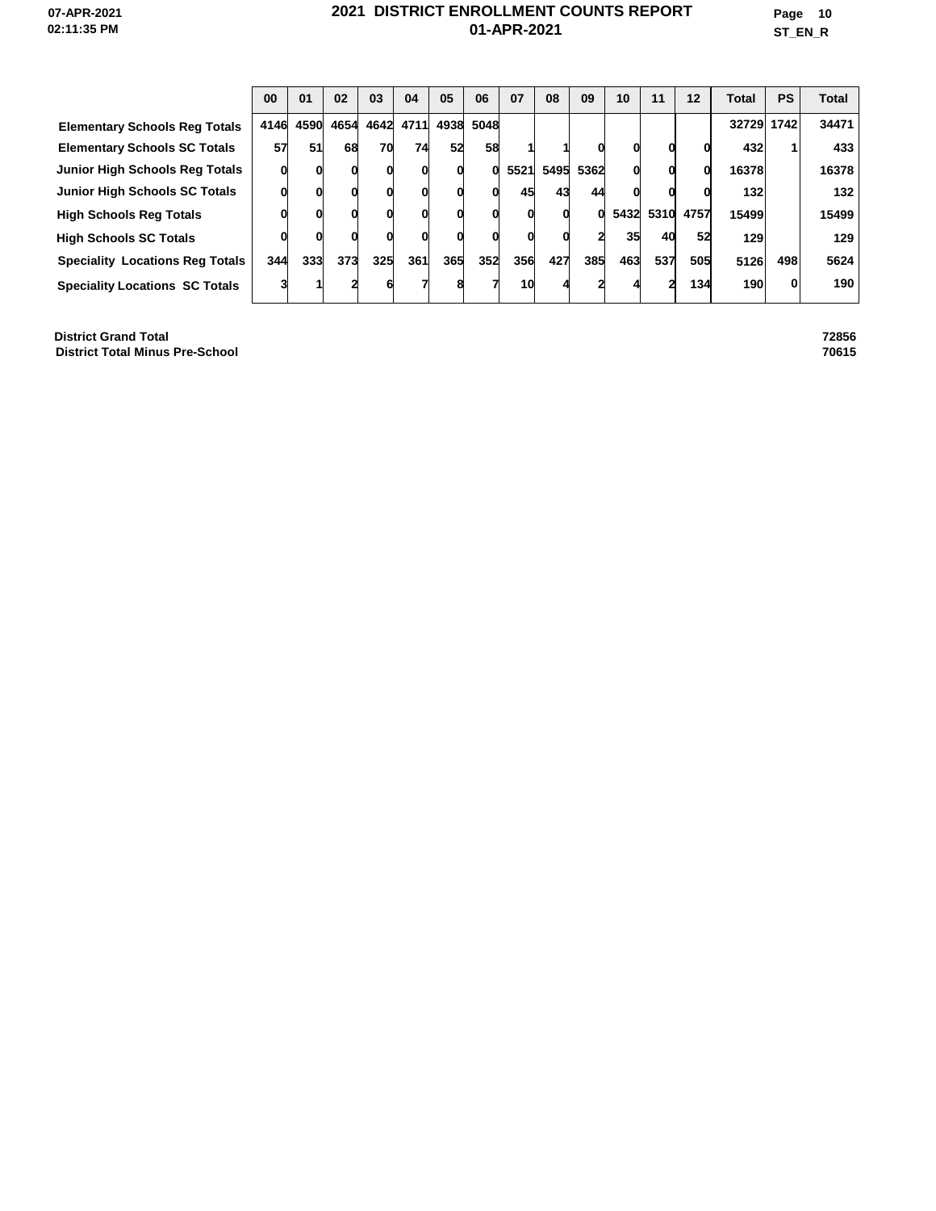# 2021 DISTRICT ENROLLMENT COUNTS REPORT

01-APR-2021

| | 00 | 01 | 02 | 03 | 04 | 05 | 06 | 07 | 08 | 09 | 10 | 11 | 12 | Total | PS | Total |
|---|---|---|---|---|---|---|---|---|---|---|---|---|---|---|---|---|
| **Elementary Schools Reg Totals** | 4146 | 4590 | 4654 | 4642 | 4711 | 4938 | 5048 | | | | | | | 32729 | 1742 | 34471 |
| **Elementary Schools SC Totals** | 57 | 51 | 68 | 70 | 74 | 52 | 58 | 1 | 1 | 0 | 0 | 0 | 0 | 432 | 1 | 433 |
| **Junior High Schools Reg Totals** | 0 | 0 | 0 | 0 | 0 | 0 | 0 | 5521 | 5495 | 5362 | 0 | 0 | 0 | 16378 | | 16378 |
| **Junior High Schools SC Totals** | 0 | 0 | 0 | 0 | 0 | 0 | 0 | 45 | 43 | 44 | 0 | 0 | 0 | 132 | | 132 |
| **High Schools Reg Totals** | 0 | 0 | 0 | 0 | 0 | 0 | 0 | 0 | 0 | 0 | 5432 | 5310 | 4757 | 15499 | | 15499 |
| **High Schools SC Totals** | 0 | 0 | 0 | 0 | 0 | 0 | 0 | 0 | 0 | 2 | 35 | 40 | 52 | 129 | | 129 |
| **Speciality Locations Reg Totals** | 344 | 333 | 373 | 325 | 361 | 365 | 352 | 356 | 427 | 385 | 463 | 537 | 505 | 5126 | 498 | 5624 |
| **Speciality Locations SC Totals** | 3 | 1 | 2 | 6 | 7 | 8 | 7 | 10 | 4 | 2 | 4 | 2 | 134 | 190 | 0 | 190 |

**District Grand Total** 72856

**District Total Minus Pre-School** 70615